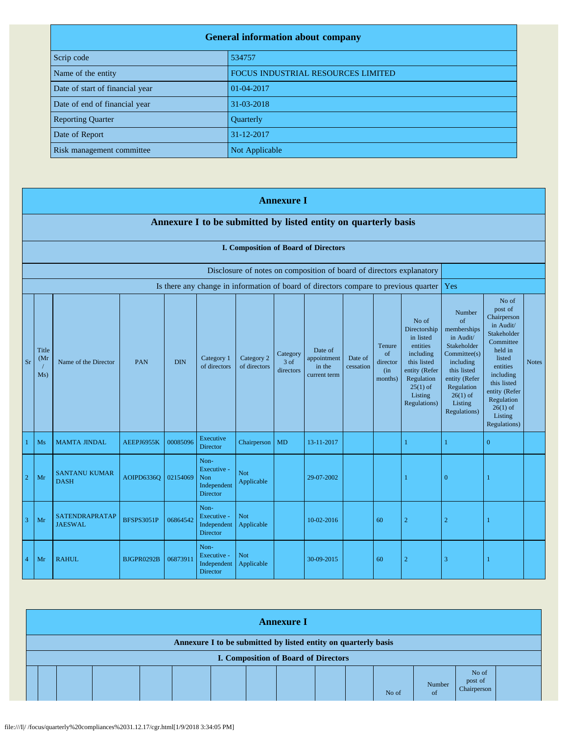| General information about company | |
|---|---|
| Scrip code | 534757 |
| Name of the entity | FOCUS INDUSTRIAL RESOURCES LIMITED |
| Date of start of financial year | 01-04-2017 |
| Date of end of financial year | 31-03-2018 |
| Reporting Quarter | Quarterly |
| Date of Report | 31-12-2017 |
| Risk management committee | Not Applicable |

# Annexure I

## Annexure I to be submitted by listed entity on quarterly basis

### I. Composition of Board of Directors

| Disclosure of notes on composition of board of directors explanatory | |
|---|---|
| Is there any change in information of board of directors compare to previous quarter | Yes |

| Sr | Title (Mr / Ms) | Name of the Director | PAN | DIN | Category 1 of directors | Category 2 of directors | Category 3 of directors | Date of appointment in the current term | Date of cessation | Tenure of director (in months) | No of Directorship in listed entities including this listed entity (Refer Regulation 25(1) of Listing Regulations) | Number of memberships in Audit/ Stakeholder Committee(s) including this listed entity (Refer Regulation 26(1) of Listing Regulations) | No of post of Chairperson in Audit/ Stakeholder Committee held in listed entities including this listed entity (Refer Regulation 26(1) of Listing Regulations) | Notes |
|---|---|---|---|---|---|---|---|---|---|---|---|---|---|---|
| 1 | Ms | MAMTA JINDAL | AEEPJ6955K | 00085096 | Executive Director | Chairperson | MD | 13-11-2017 | | | 1 | 1 | 0 | |
| 2 | Mr | SANTANU KUMAR DASH | AOIPD6336Q | 02154069 | Non-Executive - Non Independent Director | Not Applicable | | 29-07-2002 | | | 1 | 0 | 1 | |
| 3 | Mr | SATENDRAPRATAP JAESWAL | BFSPS3051P | 06864542 | Non-Executive - Independent Director | Not Applicable | | 10-02-2016 | | 60 | 2 | 2 | 1 | |
| 4 | Mr | RAHUL | BJGPR0292B | 06873911 | Non-Executive - Independent Director | Not Applicable | | 30-09-2015 | | 60 | 2 | 3 | 1 | |

# Annexure I

## Annexure I to be submitted by listed entity on quarterly basis

### I. Composition of Board of Directors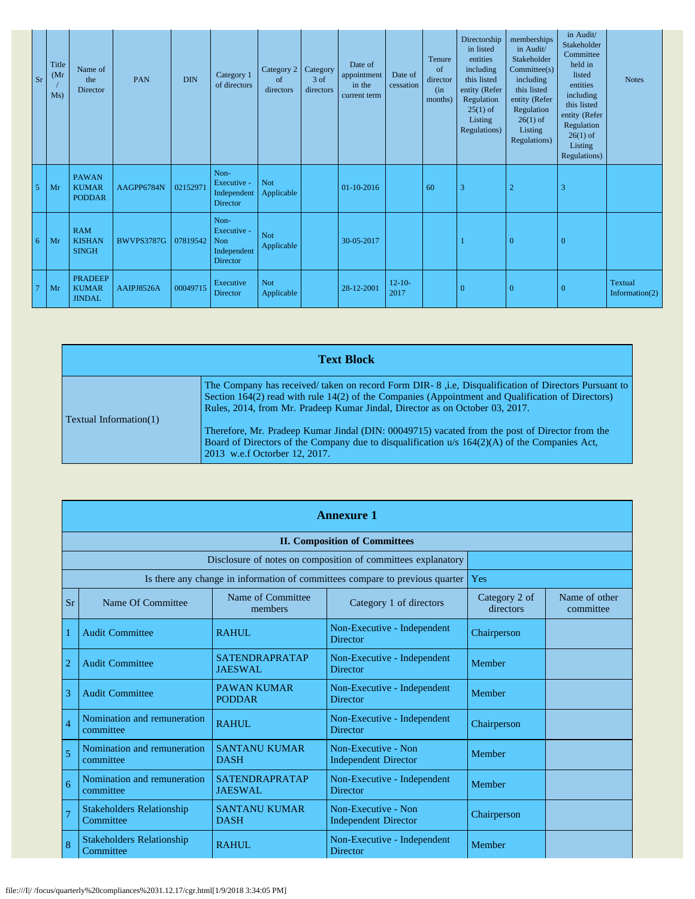| Sr | Title (Mr / Ms) | Name of the Director | PAN | DIN | Category 1 of directors | Category 2 of directors | Category 3 of directors | Date of appointment in the current term | Date of cessation | Tenure of director (in months) | Directorship in listed entities including this listed entity (Refer Regulation 25(1) of Listing Regulations) | memberships in Audit/ Stakeholder Committee(s) including this listed entity (Refer Regulation 26(1) of Listing Regulations) | in Audit/ Stakeholder Committee held in listed entities including this listed entity (Refer Regulation 26(1) of Listing Regulations) | Notes |
|---|---|---|---|---|---|---|---|---|---|---|---|---|---|---|
| 5 | Mr | PAWAN KUMAR PODDAR | AAGPP6784N | 02152971 | Non-Executive - Independent Director | Not Applicable | | 01-10-2016 | | 60 | 3 | 2 | 3 | |
| 6 | Mr | RAM KISHAN SINGH | BWVPS3787G | 07819542 | Non-Executive - Non Independent Director | Not Applicable | | 30-05-2017 | | | 1 | 0 | 0 | |
| 7 | Mr | PRADEEP KUMAR JINDAL | AAIPJ8526A | 00049715 | Executive Director | Not Applicable | | 28-12-2001 | 12-10-2017 | | 0 | 0 | 0 | Textual Information(2) |

| Text Block | |
|---|---|
| Textual Information(1) | The Company has received/ taken on record Form DIR- 8 ,i.e, Disqualification of Directors Pursuant to Section 164(2) read with rule 14(2) of the Companies (Appointment and Qualification of Directors) Rules, 2014, from Mr. Pradeep Kumar Jindal, Director as on October 03, 2017. Therefore, Mr. Pradeep Kumar Jindal (DIN: 00049715) vacated from the post of Director from the Board of Directors of the Company due to disqualification u/s 164(2)(A) of the Companies Act, 2013 w.e.f Octorber 12, 2017. |

## Annexure 1

### II. Composition of Committees

| Disclosure of notes on composition of committees explanatory | |
|---|---|
| Is there any change in information of committees compare to previous quarter | Yes |

| Sr | Name Of Committee | Name of Committee members | Category 1 of directors | Category 2 of directors | Name of other committee |
|---|---|---|---|---|---|
| 1 | Audit Committee | RAHUL | Non-Executive - Independent Director | Chairperson | |
| 2 | Audit Committee | SATENDRAPRATAP JAESWAL | Non-Executive - Independent Director | Member | |
| 3 | Audit Committee | PAWAN KUMAR PODDAR | Non-Executive - Independent Director | Member | |
| 4 | Nomination and remuneration committee | RAHUL | Non-Executive - Independent Director | Chairperson | |
| 5 | Nomination and remuneration committee | SANTANU KUMAR DASH | Non-Executive - Non Independent Director | Member | |
| 6 | Nomination and remuneration committee | SATENDRAPRATAP JAESWAL | Non-Executive - Independent Director | Member | |
| 7 | Stakeholders Relationship Committee | SANTANU KUMAR DASH | Non-Executive - Non Independent Director | Chairperson | |
| 8 | Stakeholders Relationship Committee | RAHUL | Non-Executive - Independent Director | Member | |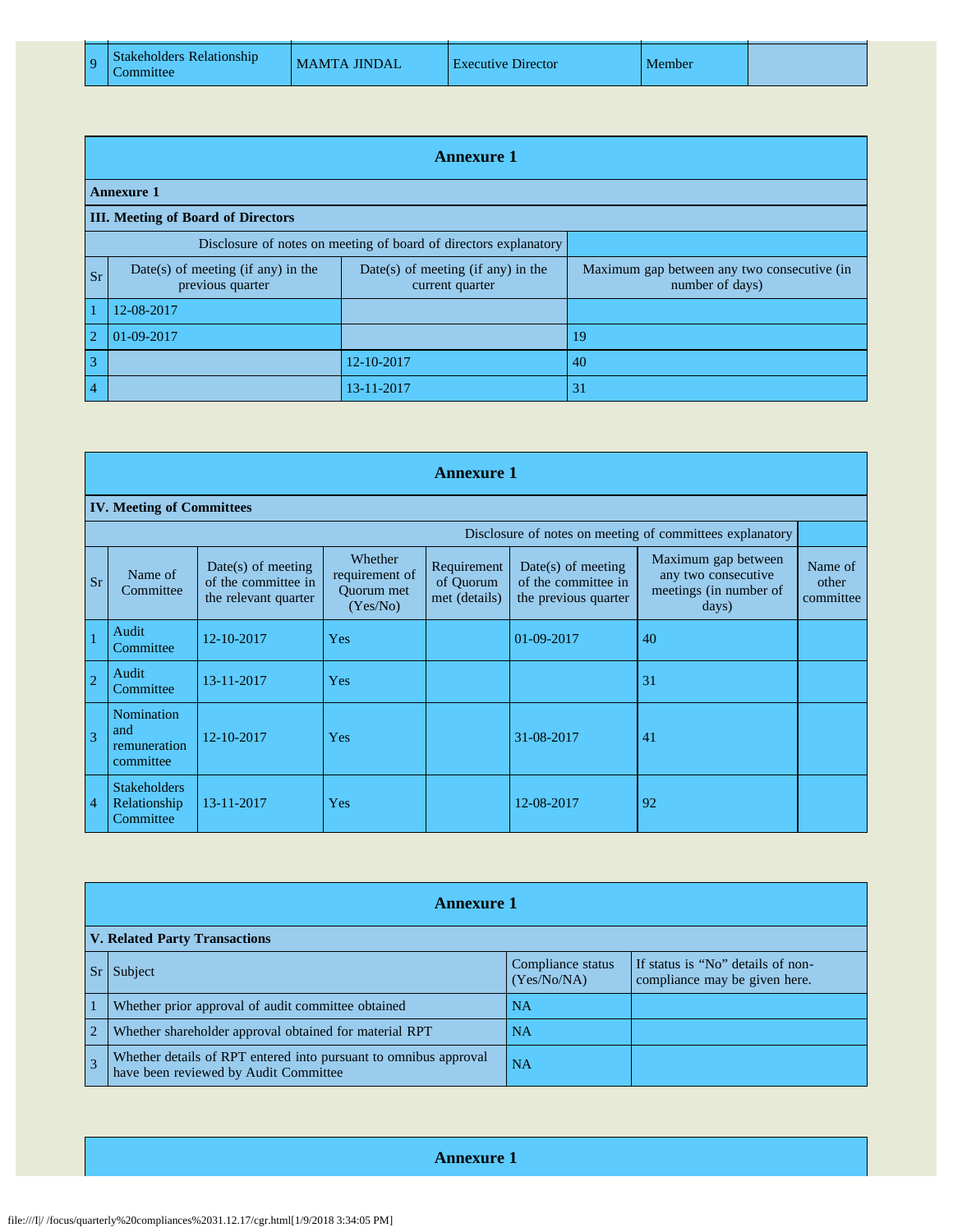| 9 | Stakeholders Relationship Committee | MAMTA JINDAL | Executive Director | Member | |
|---|---|---|---|---|---|

## Annexure 1

**Annexure 1**

**III. Meeting of Board of Directors**

| Sr | Date(s) of meeting (if any) in the previous quarter | Date(s) of meeting (if any) in the current quarter | Maximum gap between any two consecutive (in number of days) |
|---|---|---|---|
| | Disclosure of notes on meeting of board of directors explanatory | | |
| 1 | 12-08-2017 | | |
| 2 | 01-09-2017 | | 19 |
| 3 | | 12-10-2017 | 40 |
| 4 | | 13-11-2017 | 31 |

## Annexure 1

**IV. Meeting of Committees**

| Sr | Name of Committee | Date(s) of meeting of the committee in the relevant quarter | Whether requirement of Quorum met (Yes/No) | Requirement of Quorum met (details) | Date(s) of meeting of the committee in the previous quarter | Maximum gap between any two consecutive meetings (in number of days) | Name of other committee |
|---|---|---|---|---|---|---|---|
| | | | | | | Disclosure of notes on meeting of committees explanatory | |
| 1 | Audit Committee | 12-10-2017 | Yes | | 01-09-2017 | 40 | |
| 2 | Audit Committee | 13-11-2017 | Yes | | | 31 | |
| 3 | Nomination and remuneration committee | 12-10-2017 | Yes | | 31-08-2017 | 41 | |
| 4 | Stakeholders Relationship Committee | 13-11-2017 | Yes | | 12-08-2017 | 92 | |

## Annexure 1

**V. Related Party Transactions**

| Sr | Subject | Compliance status (Yes/No/NA) | If status is "No" details of non-compliance may be given here. |
|---|---|---|---|
| 1 | Whether prior approval of audit committee obtained | NA | |
| 2 | Whether shareholder approval obtained for material RPT | NA | |
| 3 | Whether details of RPT entered into pursuant to omnibus approval have been reviewed by Audit Committee | NA | |

## Annexure 1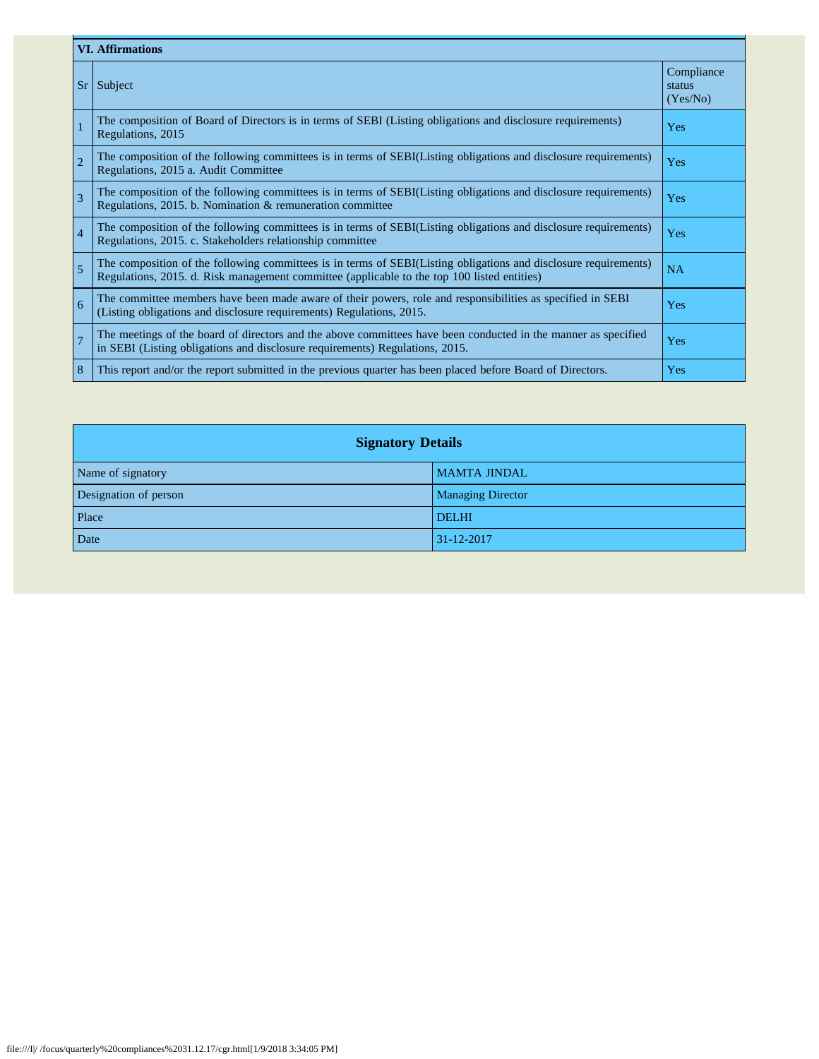| VI. Affirmations | | |
|---|---|---|
| Sr | Subject | Compliance status (Yes/No) |
| 1 | The composition of Board of Directors is in terms of SEBI (Listing obligations and disclosure requirements) Regulations, 2015 | Yes |
| 2 | The composition of the following committees is in terms of SEBI(Listing obligations and disclosure requirements) Regulations, 2015 a. Audit Committee | Yes |
| 3 | The composition of the following committees is in terms of SEBI(Listing obligations and disclosure requirements) Regulations, 2015. b. Nomination & remuneration committee | Yes |
| 4 | The composition of the following committees is in terms of SEBI(Listing obligations and disclosure requirements) Regulations, 2015. c. Stakeholders relationship committee | Yes |
| 5 | The composition of the following committees is in terms of SEBI(Listing obligations and disclosure requirements) Regulations, 2015. d. Risk management committee (applicable to the top 100 listed entities) | NA |
| 6 | The committee members have been made aware of their powers, role and responsibilities as specified in SEBI (Listing obligations and disclosure requirements) Regulations, 2015. | Yes |
| 7 | The meetings of the board of directors and the above committees have been conducted in the manner as specified in SEBI (Listing obligations and disclosure requirements) Regulations, 2015. | Yes |
| 8 | This report and/or the report submitted in the previous quarter has been placed before Board of Directors. | Yes |

| Signatory Details | |
|---|---|
| Name of signatory | MAMTA JINDAL |
| Designation of person | Managing Director |
| Place | DELHI |
| Date | 31-12-2017 |